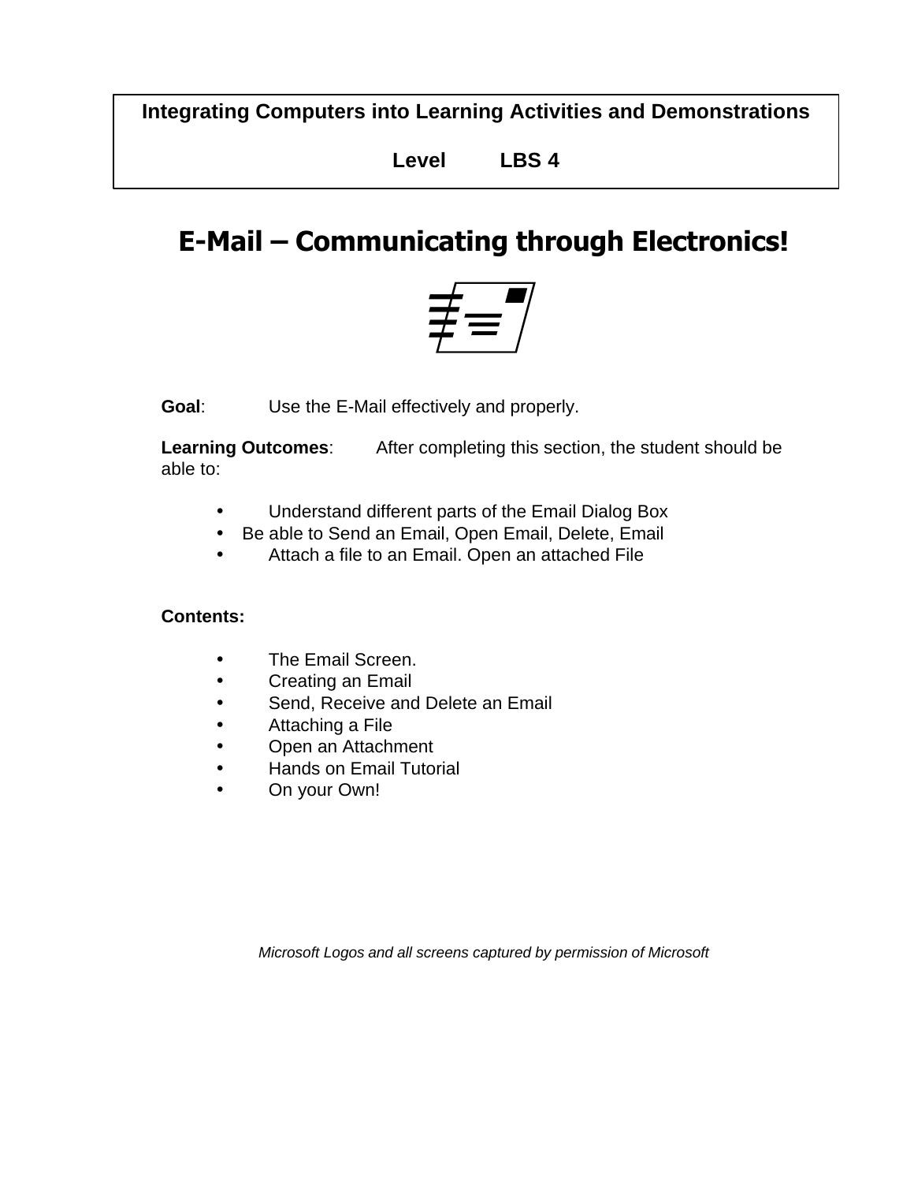**Integrating Computers into Learning Activities and Demonstrations**

**Level LBS 4**

# E-Mail – Communicating through Electronics!

**Goal**: Use the E-Mail effectively and properly.

**Learning Outcomes**: After completing this section, the student should be able to:

- Understand different parts of the Email Dialog Box
- Be able to Send an Email, Open Email, Delete, Email
- Attach a file to an Email. Open an attached File

**Contents:**

- The Email Screen.
- Creating an Email
- Send, Receive and Delete an Email
- Attaching a File
- Open an Attachment
- Hands on Email Tutorial
- On your Own!

*Microsoft Logos and all screens captured by permission of Microsoft*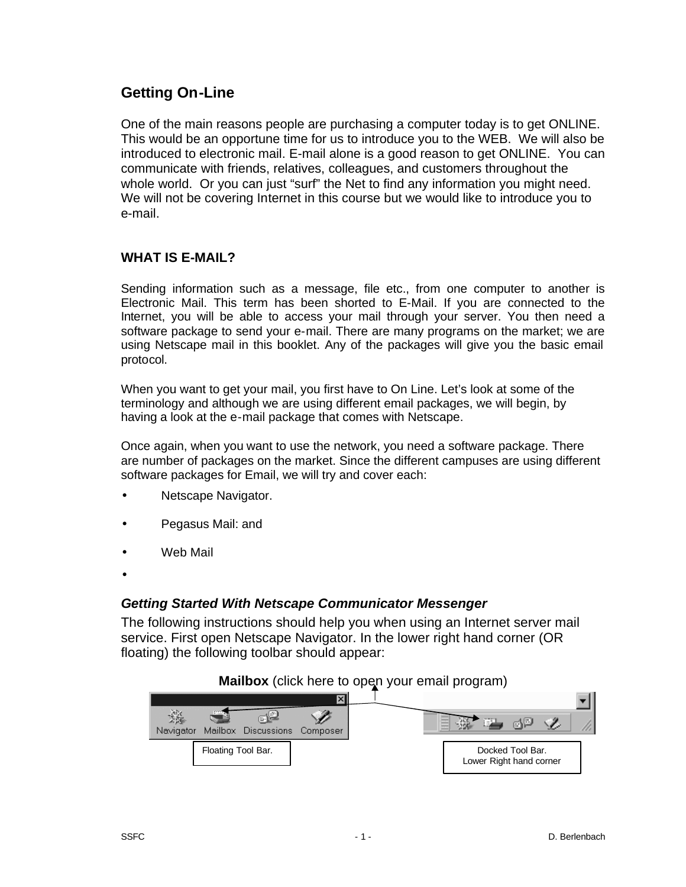## Getting On-Line

One of the main reasons people are purchasing a computer today is to get ONLINE. This would be an opportune time for us to introduce you to the WEB. We will also be introduced to electronic mail. E-mail alone is a good reason to get ONLINE. You can communicate with friends, relatives, colleagues, and customers throughout the whole world. Or you can just "surf" the Net to find any information you might need. We will not be covering Internet in this course but we would like to introduce you to e-mail.

### WHAT IS E-MAIL?

Sending information such as a message, file etc., from one computer to another is Electronic Mail. This term has been shorted to E-Mail. If you are connected to the Internet, you will be able to access your mail through your server. You then need a software package to send your e-mail. There are many programs on the market; we are using Netscape mail in this booklet. Any of the packages will give you the basic email protocol.

When you want to get your mail, you first have to On Line. Let's look at some of the terminology and although we are using different email packages, we will begin, by having a look at the e-mail package that comes with Netscape.

Once again, when you want to use the network, you need a software package. There are number of packages on the market. Since the different campuses are using different software packages for Email, we will try and cover each:

- Netscape Navigator.
- Pegasus Mail: and
- Web Mail
- 

### *Getting Started With Netscape Communicator Messenger*

The following instructions should help you when using an Internet server mail service. First open Netscape Navigator. In the lower right hand corner (OR floating) the following toolbar should appear:

**Mailbox** (click here to open your email program)

Navigator Mailbox Discussions Composer

Floating Tool Bar.

Docked Tool Bar.
Lower Right hand corner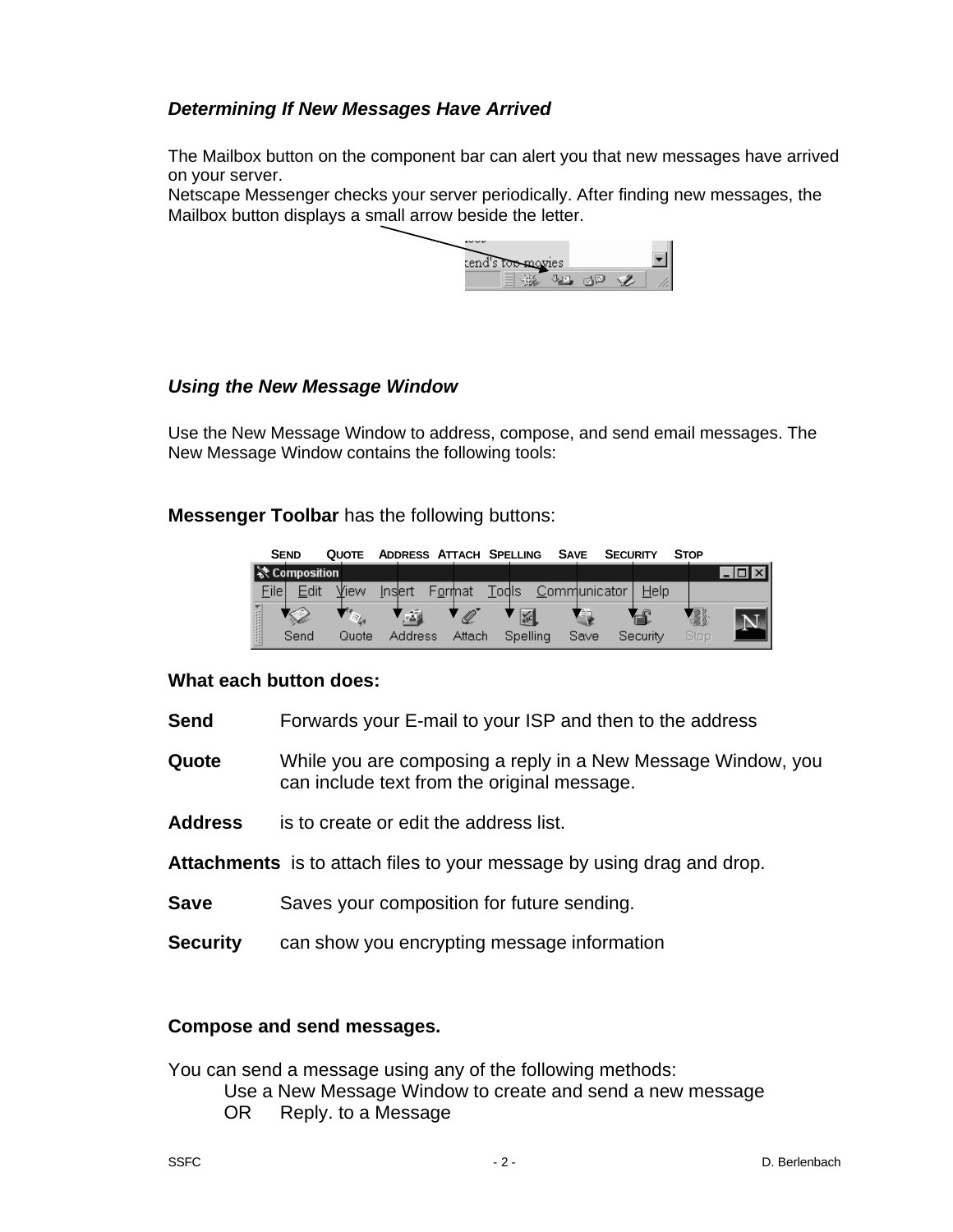### *Determining If New Messages Have Arrived*

The Mailbox button on the component bar can alert you that new messages have arrived on your server.
Netscape Messenger checks your server periodically. After finding new messages, the Mailbox button displays a small arrow beside the letter.

### *Using the New Message Window*

Use the New Message Window to address, compose, and send email messages. The New Message Window contains the following tools:

**Messenger Toolbar** has the following buttons:

**What each button does:**

**Send** Forwards your E-mail to your ISP and then to the address

**Quote** While you are composing a reply in a New Message Window, you can include text from the original message.

**Address** is to create or edit the address list.

**Attachments** is to attach files to your message by using drag and drop.

**Save** Saves your composition for future sending.

**Security** can show you encrypting message information

**Compose and send messages.**

You can send a message using any of the following methods:

Use a New Message Window to create and send a new message
OR Reply. to a Message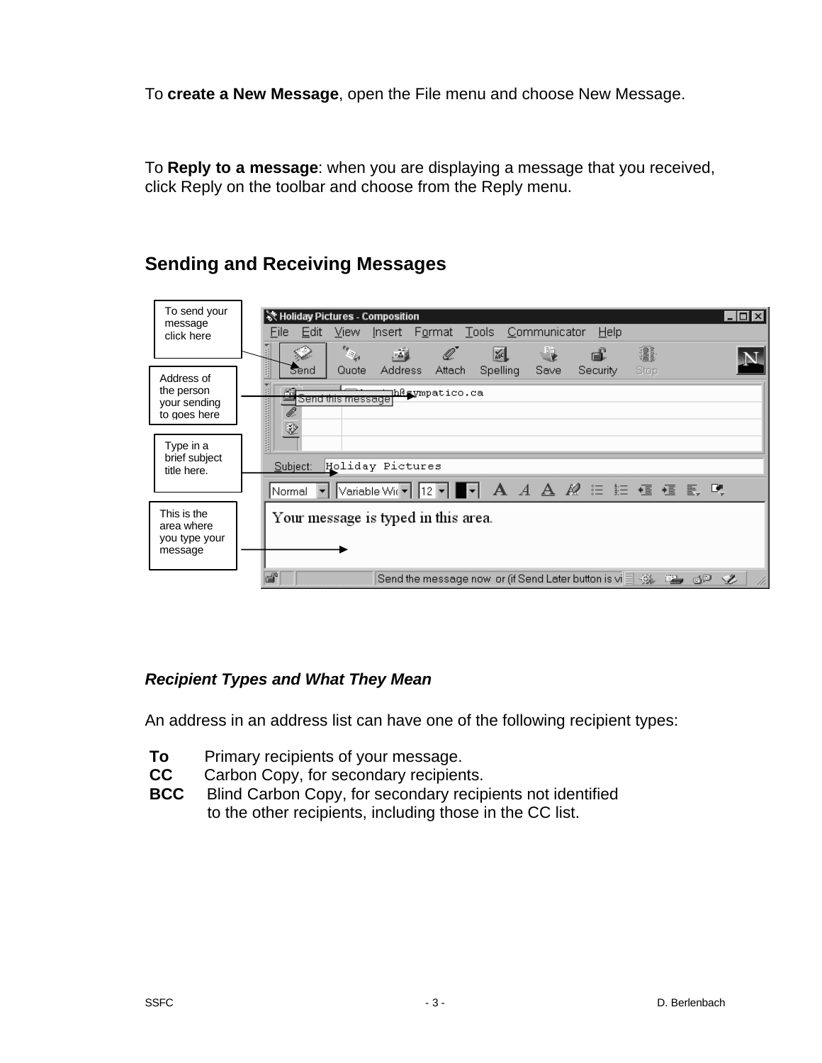To **create a New Message**, open the File menu and choose New Message.

To **Reply to a message**: when you are displaying a message that you received, click Reply on the toolbar and choose from the Reply menu.

## Sending and Receiving Messages

To send your message click here

Address of the person your sending to goes here

Type in a brief subject title here.

This is the area where you type your message

***Recipient Types and What They Mean***

An address in an address list can have one of the following recipient types:

**To** Primary recipients of your message.
**CC** Carbon Copy, for secondary recipients.
**BCC** Blind Carbon Copy, for secondary recipients not identified to the other recipients, including those in the CC list.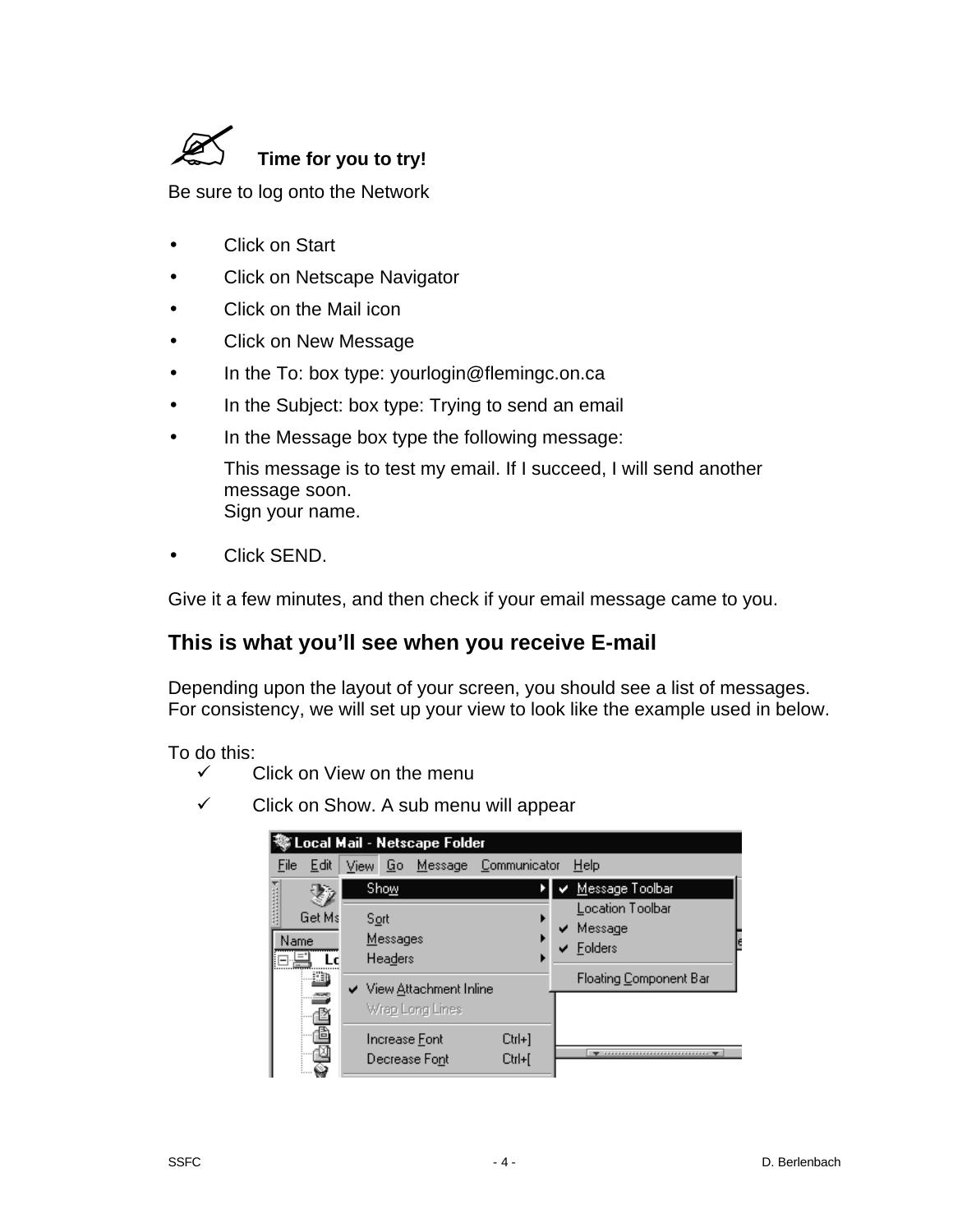**Time for you to try!**

Be sure to log onto the Network

- Click on Start
- Click on Netscape Navigator
- Click on the Mail icon
- Click on New Message
- In the To: box type: yourlogin@flemingc.on.ca
- In the Subject: box type: Trying to send an email
- In the Message box type the following message:

  This message is to test my email. If I succeed, I will send another message soon.
  Sign your name.

- Click SEND.

Give it a few minutes, and then check if your email message came to you.

## This is what you'll see when you receive E-mail

Depending upon the layout of your screen, you should see a list of messages. For consistency, we will set up your view to look like the example used in below.

To do this:

- ✓ Click on View on the menu
- ✓ Click on Show. A sub menu will appear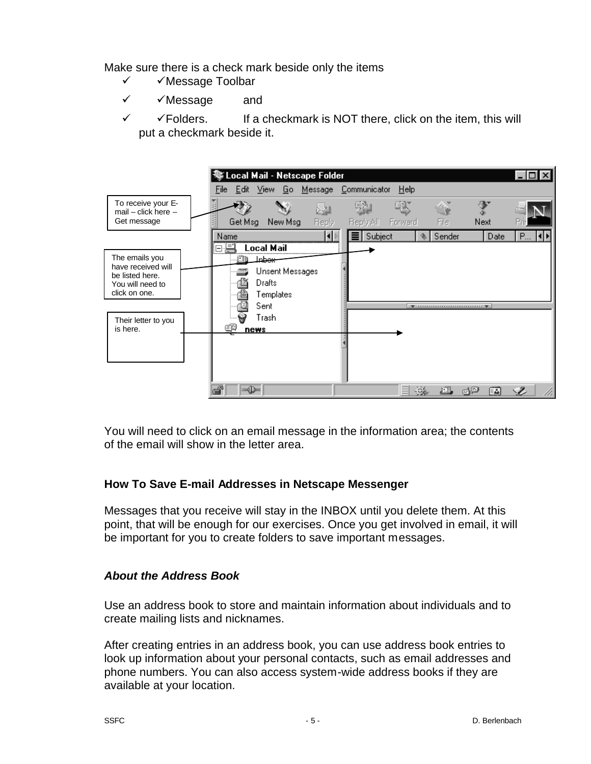Make sure there is a check mark beside only the items

- ✓ ✓Message Toolbar
- ✓ ✓Message and
- ✓ ✓Folders. If a checkmark is NOT there, click on the item, this will put a checkmark beside it.

To receive your E-mail – click here – Get message

The emails you have received will be listed here. You will need to click on one.

Their letter to you is here.

You will need to click on an email message in the information area; the contents of the email will show in the letter area.

**How To Save E-mail Addresses in Netscape Messenger**

Messages that you receive will stay in the INBOX until you delete them. At this point, that will be enough for our exercises. Once you get involved in email, it will be important for you to create folders to save important messages.

***About the Address Book***

Use an address book to store and maintain information about individuals and to create mailing lists and nicknames.

After creating entries in an address book, you can use address book entries to look up information about your personal contacts, such as email addresses and phone numbers. You can also access system-wide address books if they are available at your location.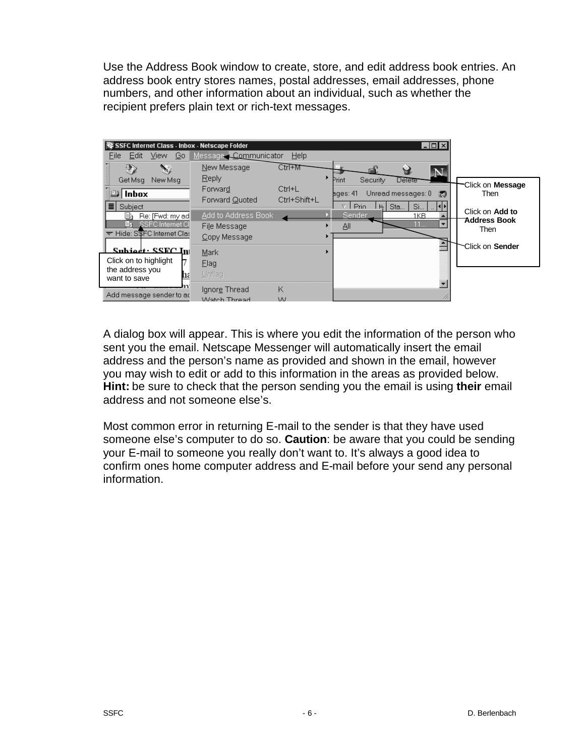Use the Address Book window to create, store, and edit address book entries. An address book entry stores names, postal addresses, email addresses, phone numbers, and other information about an individual, such as whether the recipient prefers plain text or rich-text messages.

Click on **Message** Then

Click on **Add to Address Book** Then

Click on **Sender**

Click on to highlight the address you want to save

A dialog box will appear. This is where you edit the information of the person who sent you the email. Netscape Messenger will automatically insert the email address and the person's name as provided and shown in the email, however you may wish to edit or add to this information in the areas as provided below. **Hint:** be sure to check that the person sending you the email is using **their** email address and not someone else's.

Most common error in returning E-mail to the sender is that they have used someone else's computer to do so. **Caution**: be aware that you could be sending your E-mail to someone you really don't want to. It's always a good idea to confirm ones home computer address and E-mail before your send any personal information.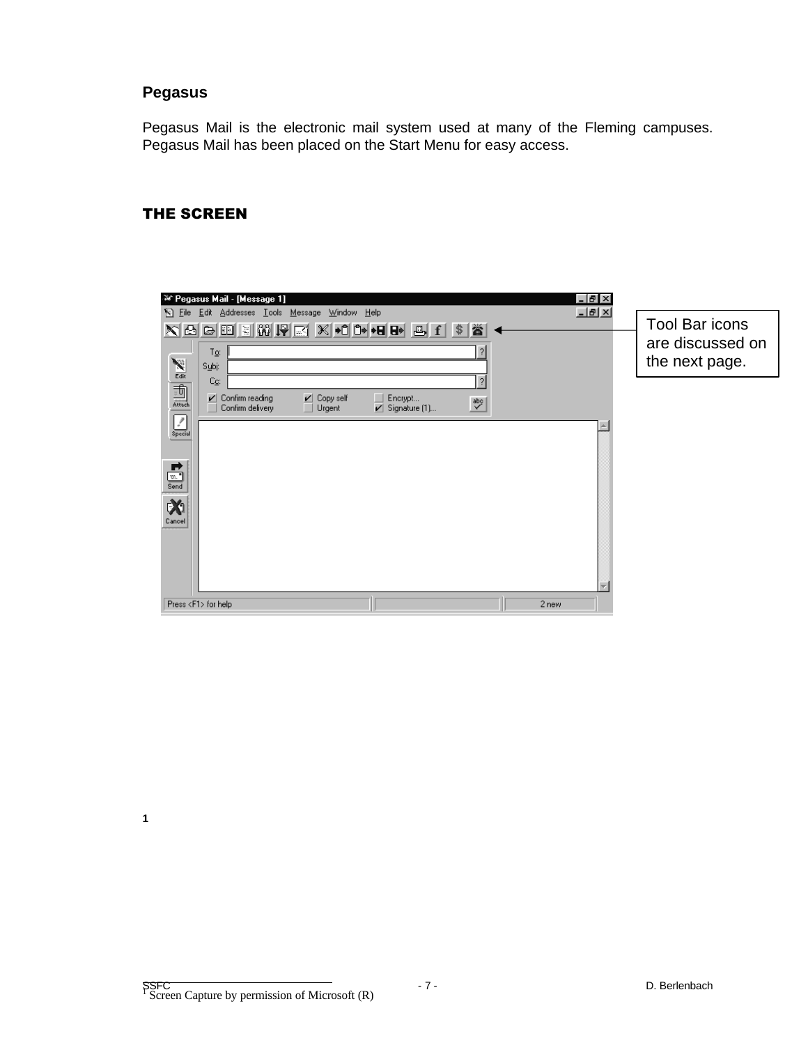## Pegasus

Pegasus Mail is the electronic mail system used at many of the Fleming campuses. Pegasus Mail has been placed on the Start Menu for easy access.

### THE SCREEN

Tool Bar icons are discussed on the next page.

1

[1] Screen Capture by permission of Microsoft (R)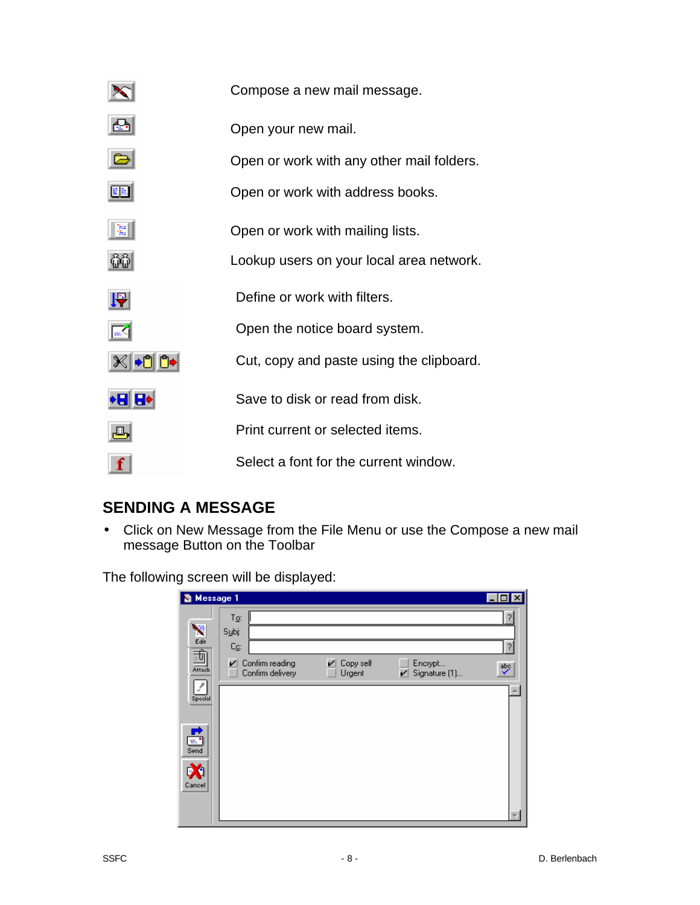Compose a new mail message.

Open your new mail.

Open or work with any other mail folders.

Open or work with address books.

Open or work with mailing lists.

Lookup users on your local area network.

Define or work with filters.

Open the notice board system.

Cut, copy and paste using the clipboard.

Save to disk or read from disk.

Print current or selected items.

Select a font for the current window.

## SENDING A MESSAGE

- Click on New Message from the File Menu or use the Compose a new mail message Button on the Toolbar

The following screen will be displayed: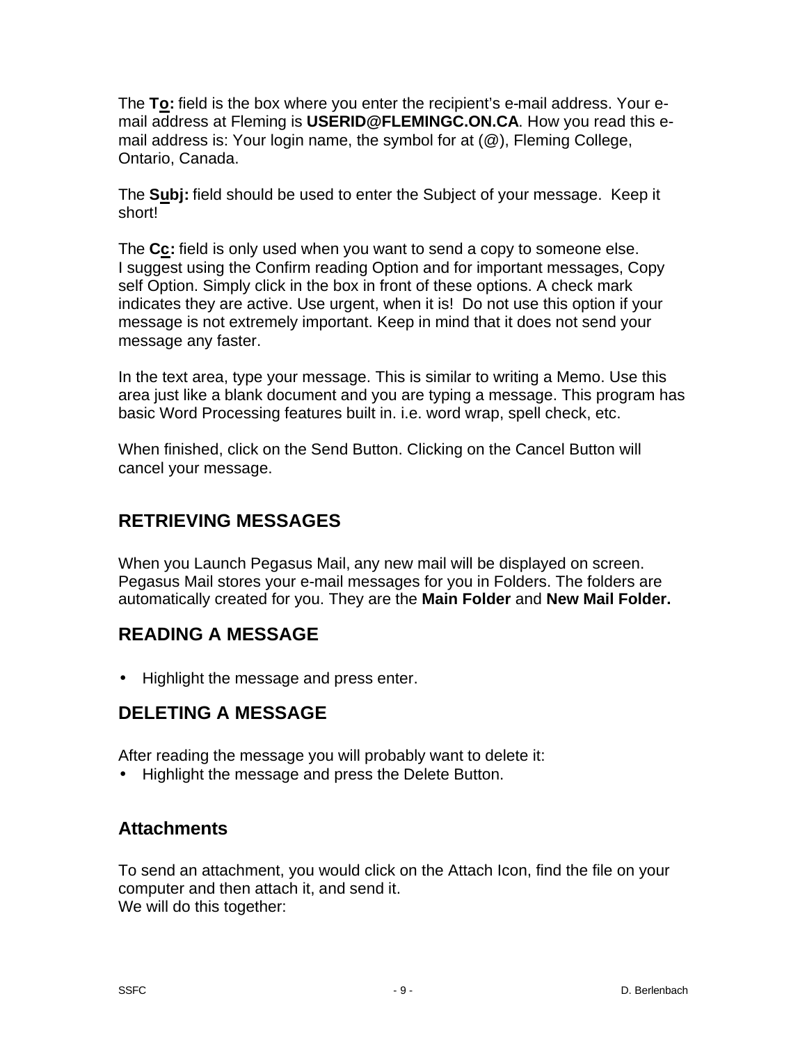The **To:** field is the box where you enter the recipient's e-mail address. Your e-mail address at Fleming is **USERID@FLEMINGC.ON.CA**. How you read this e-mail address is: Your login name, the symbol for at (@), Fleming College, Ontario, Canada.

The **Subj:** field should be used to enter the Subject of your message. Keep it short!

The **Cc:** field is only used when you want to send a copy to someone else. I suggest using the Confirm reading Option and for important messages, Copy self Option. Simply click in the box in front of these options. A check mark indicates they are active. Use urgent, when it is! Do not use this option if your message is not extremely important. Keep in mind that it does not send your message any faster.

In the text area, type your message. This is similar to writing a Memo. Use this area just like a blank document and you are typing a message. This program has basic Word Processing features built in. i.e. word wrap, spell check, etc.

When finished, click on the Send Button. Clicking on the Cancel Button will cancel your message.

## RETRIEVING MESSAGES

When you Launch Pegasus Mail, any new mail will be displayed on screen. Pegasus Mail stores your e-mail messages for you in Folders. The folders are automatically created for you. They are the **Main Folder** and **New Mail Folder.**

## READING A MESSAGE

- Highlight the message and press enter.

## DELETING A MESSAGE

After reading the message you will probably want to delete it:
- Highlight the message and press the Delete Button.

## Attachments

To send an attachment, you would click on the Attach Icon, find the file on your computer and then attach it, and send it.
We will do this together: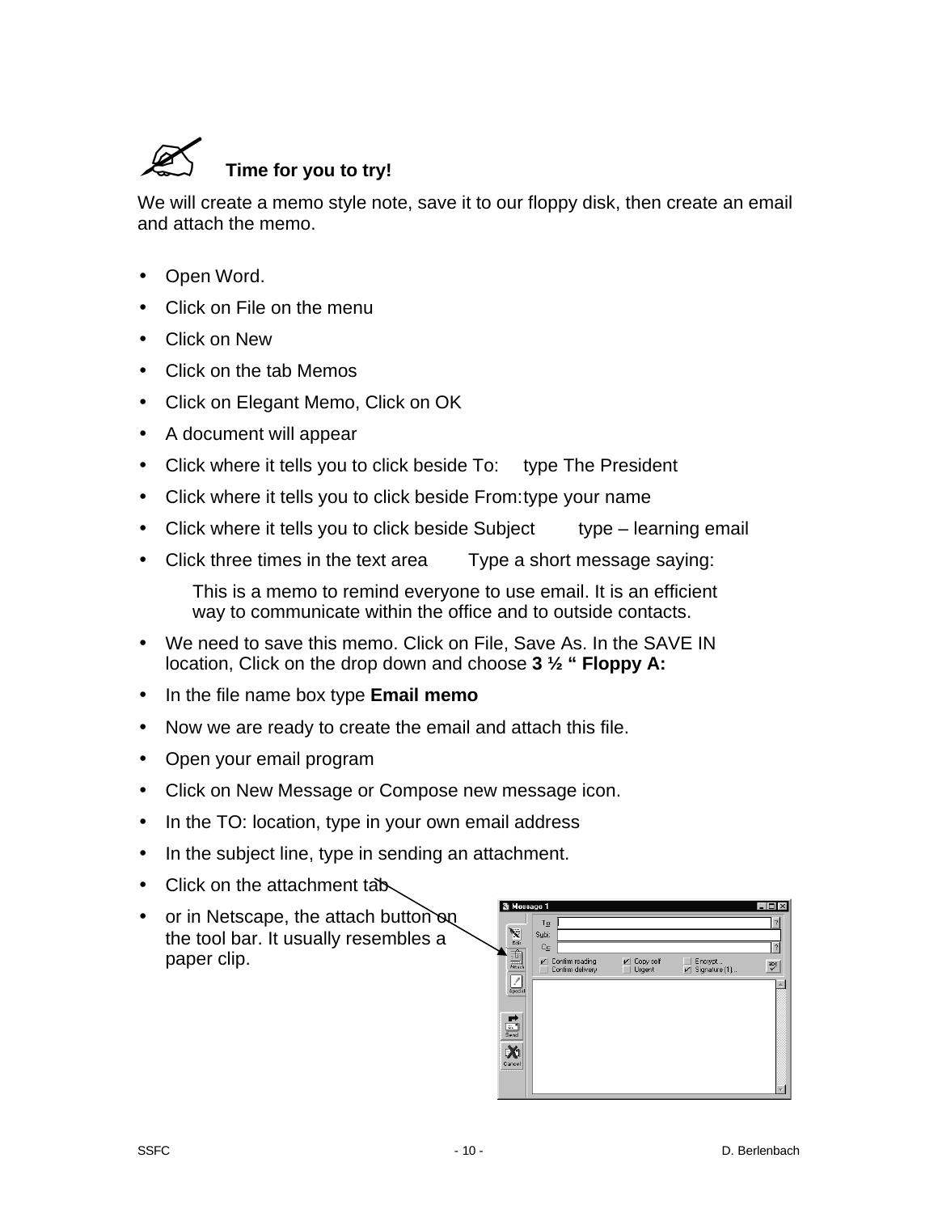**Time for you to try!**

We will create a memo style note, save it to our floppy disk, then create an email and attach the memo.

- Open Word.
- Click on File on the menu
- Click on New
- Click on the tab Memos
- Click on Elegant Memo, Click on OK
- A document will appear
- Click where it tells you to click beside To: type The President
- Click where it tells you to click beside From: type your name
- Click where it tells you to click beside Subject type – learning email
- Click three times in the text area Type a short message saying:

  This is a memo to remind everyone to use email. It is an efficient way to communicate within the office and to outside contacts.

- We need to save this memo. Click on File, Save As. In the SAVE IN location, Click on the drop down and choose **3 ½ " Floppy A:**
- In the file name box type **Email memo**
- Now we are ready to create the email and attach this file.
- Open your email program
- Click on New Message or Compose new message icon.
- In the TO: location, type in your own email address
- In the subject line, type in sending an attachment.
- Click on the attachment tab
- or in Netscape, the attach button on the tool bar. It usually resembles a paper clip.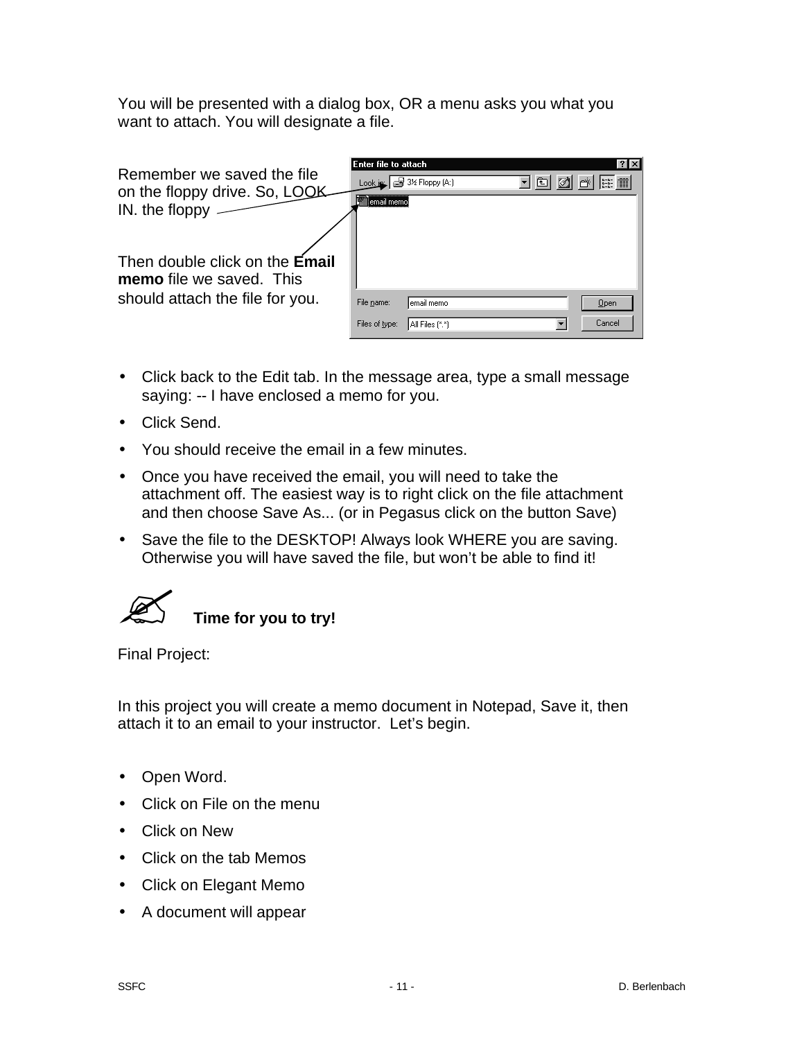You will be presented with a dialog box, OR a menu asks you what you want to attach. You will designate a file.

Remember we saved the file on the floppy drive. So, LOOK IN. the floppy

Then double click on the **Email memo** file we saved. This should attach the file for you.

- Click back to the Edit tab. In the message area, type a small message saying: -- I have enclosed a memo for you.
- Click Send.
- You should receive the email in a few minutes.
- Once you have received the email, you will need to take the attachment off. The easiest way is to right click on the file attachment and then choose Save As... (or in Pegasus click on the button Save)
- Save the file to the DESKTOP! Always look WHERE you are saving. Otherwise you will have saved the file, but won't be able to find it!

**Time for you to try!**

Final Project:

In this project you will create a memo document in Notepad, Save it, then attach it to an email to your instructor. Let's begin.

- Open Word.
- Click on File on the menu
- Click on New
- Click on the tab Memos
- Click on Elegant Memo
- A document will appear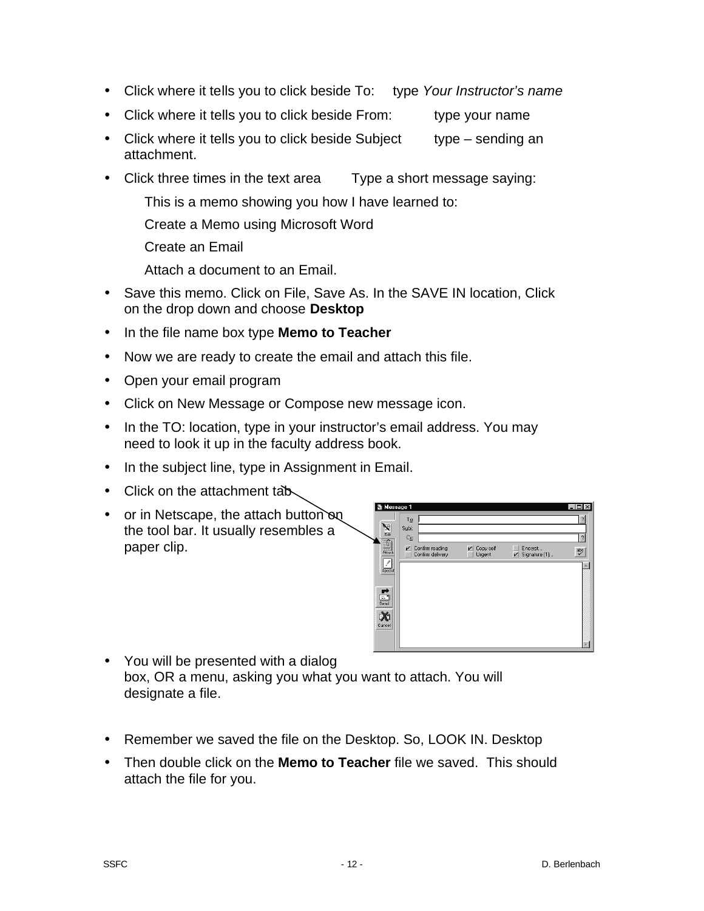- Click where it tells you to click beside To: type *Your Instructor's name*
- Click where it tells you to click beside From: type your name
- Click where it tells you to click beside Subject type – sending an attachment.
- Click three times in the text area Type a short message saying:

  This is a memo showing you how I have learned to:

  Create a Memo using Microsoft Word

  Create an Email

  Attach a document to an Email.

- Save this memo. Click on File, Save As. In the SAVE IN location, Click on the drop down and choose **Desktop**
- In the file name box type **Memo to Teacher**
- Now we are ready to create the email and attach this file.
- Open your email program
- Click on New Message or Compose new message icon.
- In the TO: location, type in your instructor's email address. You may need to look it up in the faculty address book.
- In the subject line, type in Assignment in Email.
- Click on the attachment tab
- or in Netscape, the attach button on the tool bar. It usually resembles a paper clip.
- You will be presented with a dialog box, OR a menu, asking you what you want to attach. You will designate a file.
- Remember we saved the file on the Desktop. So, LOOK IN. Desktop
- Then double click on the **Memo to Teacher** file we saved. This should attach the file for you.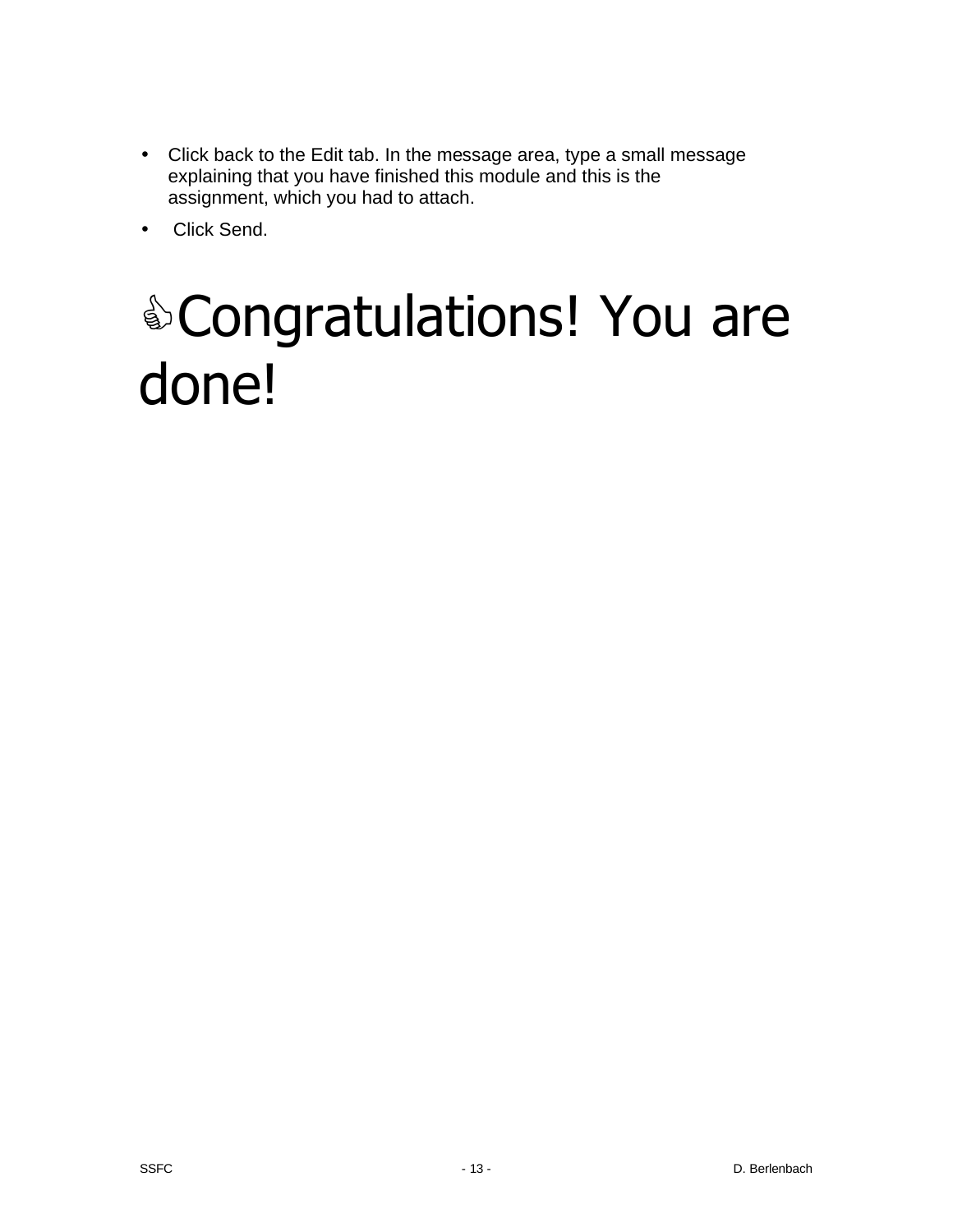- Click back to the Edit tab. In the message area, type a small message explaining that you have finished this module and this is the assignment, which you had to attach.
- Click Send.

# 👍Congratulations! You are done!